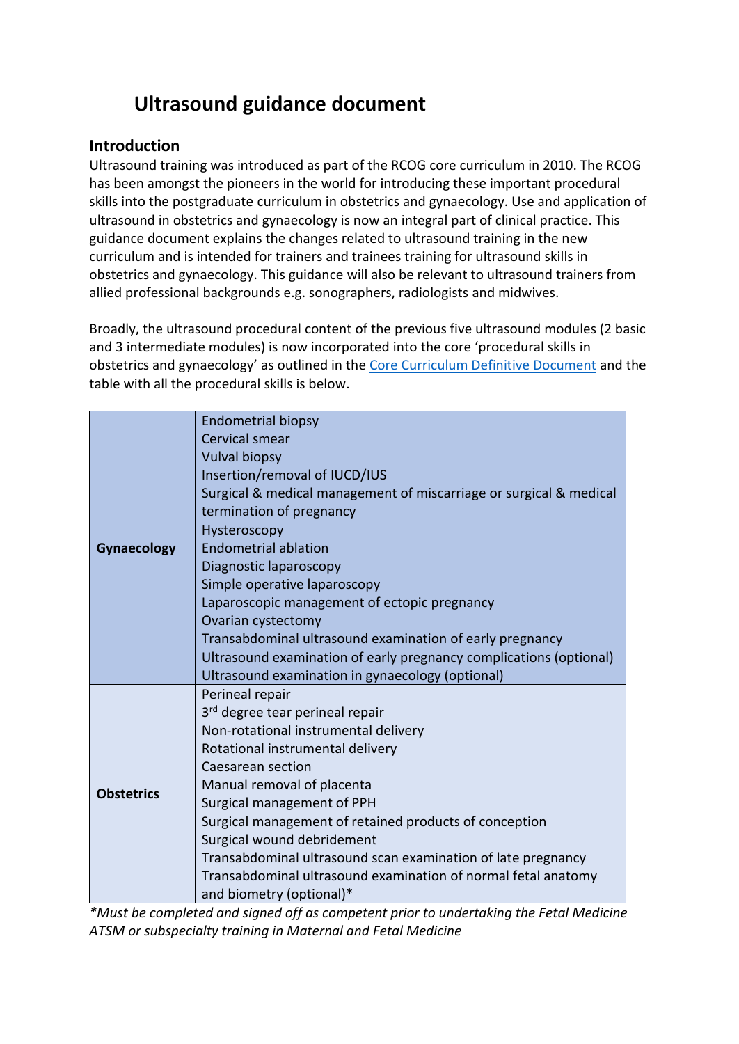# Ultrasound guidance document

## Introduction

Ultrasound training was introduced as part of the RCOG core curriculum in 2010. The RCOG has been amongst the pioneers in the world for introducing these important procedural skills into the postgraduate curriculum in obstetrics and gynaecology. Use and application of ultrasound in obstetrics and gynaecology is now an integral part of clinical practice. This guidance document explains the changes related to ultrasound training in the new curriculum and is intended for trainers and trainees training for ultrasound skills in obstetrics and gynaecology. This guidance will also be relevant to ultrasound trainers from allied professional backgrounds e.g. sonographers, radiologists and midwives.

Broadly, the ultrasound procedural content of the previous five ultrasound modules (2 basic and 3 intermediate modules) is now incorporated into the core 'procedural skills in obstetrics and gynaecology' as outlined in the [Core Curriculum Definitive Document](Core Curriculum Definitive Document) and the table with all the procedural skills is below.

| | |
|---|---|
| **Gynaecology** | Endometrial biopsy<br>Cervical smear<br>Vulval biopsy<br>Insertion/removal of IUCD/IUS<br>Surgical & medical management of miscarriage or surgical & medical termination of pregnancy<br>Hysteroscopy<br>Endometrial ablation<br>Diagnostic laparoscopy<br>Simple operative laparoscopy<br>Laparoscopic management of ectopic pregnancy<br>Ovarian cystectomy<br>Transabdominal ultrasound examination of early pregnancy<br>Ultrasound examination of early pregnancy complications (optional)<br>Ultrasound examination in gynaecology (optional) |
| **Obstetrics** | Perineal repair<br>3rd degree tear perineal repair<br>Non-rotational instrumental delivery<br>Rotational instrumental delivery<br>Caesarean section<br>Manual removal of placenta<br>Surgical management of PPH<br>Surgical management of retained products of conception<br>Surgical wound debridement<br>Transabdominal ultrasound scan examination of late pregnancy<br>Transabdominal ultrasound examination of normal fetal anatomy and biometry (optional)* |

*\*Must be completed and signed off as competent prior to undertaking the Fetal Medicine ATSM or subspecialty training in Maternal and Fetal Medicine*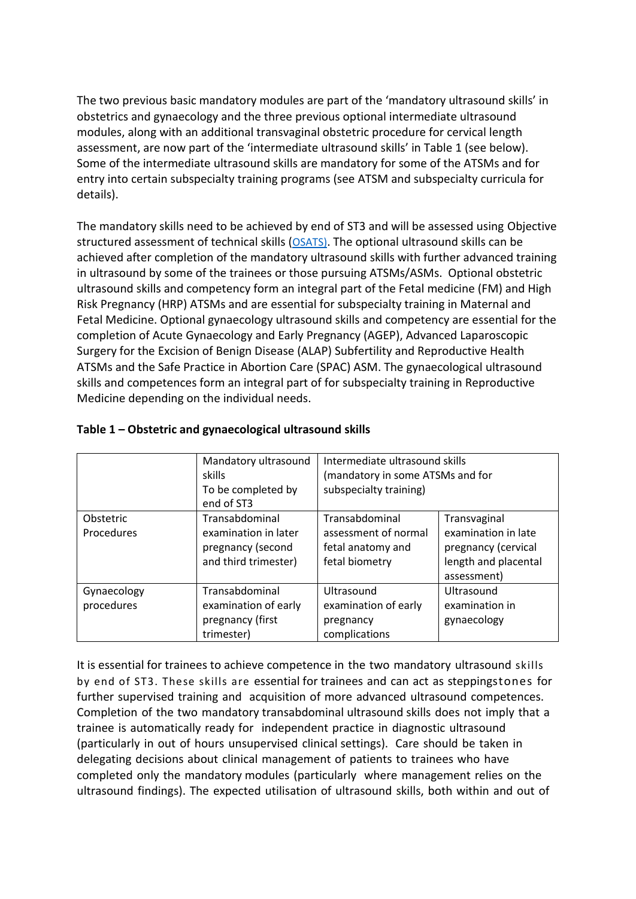The two previous basic mandatory modules are part of the 'mandatory ultrasound skills' in obstetrics and gynaecology and the three previous optional intermediate ultrasound modules, along with an additional transvaginal obstetric procedure for cervical length assessment, are now part of the 'intermediate ultrasound skills' in Table 1 (see below). Some of the intermediate ultrasound skills are mandatory for some of the ATSMs and for entry into certain subspecialty training programs (see ATSM and subspecialty curricula for details).

The mandatory skills need to be achieved by end of ST3 and will be assessed using Objective structured assessment of technical skills (OSATS). The optional ultrasound skills can be achieved after completion of the mandatory ultrasound skills with further advanced training in ultrasound by some of the trainees or those pursuing ATSMs/ASMs. Optional obstetric ultrasound skills and competency form an integral part of the Fetal medicine (FM) and High Risk Pregnancy (HRP) ATSMs and are essential for subspecialty training in Maternal and Fetal Medicine. Optional gynaecology ultrasound skills and competency are essential for the completion of Acute Gynaecology and Early Pregnancy (AGEP), Advanced Laparoscopic Surgery for the Excision of Benign Disease (ALAP) Subfertility and Reproductive Health ATSMs and the Safe Practice in Abortion Care (SPAC) ASM. The gynaecological ultrasound skills and competences form an integral part of for subspecialty training in Reproductive Medicine depending on the individual needs.

**Table 1 – Obstetric and gynaecological ultrasound skills**

| | Mandatory ultrasound skills To be completed by end of ST3 | Intermediate ultrasound skills (mandatory in some ATSMs and for subspecialty training) | |
|---|---|---|---|
| Obstetric Procedures | Transabdominal examination in later pregnancy (second and third trimester) | Transabdominal assessment of normal fetal anatomy and fetal biometry | Transvaginal examination in late pregnancy (cervical length and placental assessment) |
| Gynaecology procedures | Transabdominal examination of early pregnancy (first trimester) | Ultrasound examination of early pregnancy complications | Ultrasound examination in gynaecology |

It is essential for trainees to achieve competence in the two mandatory ultrasound skills by end of ST3. These skills are essential for trainees and can act as steppingstones for further supervised training and acquisition of more advanced ultrasound competences. Completion of the two mandatory transabdominal ultrasound skills does not imply that a trainee is automatically ready for independent practice in diagnostic ultrasound (particularly in out of hours unsupervised clinical settings). Care should be taken in delegating decisions about clinical management of patients to trainees who have completed only the mandatory modules (particularly where management relies on the ultrasound findings). The expected utilisation of ultrasound skills, both within and out of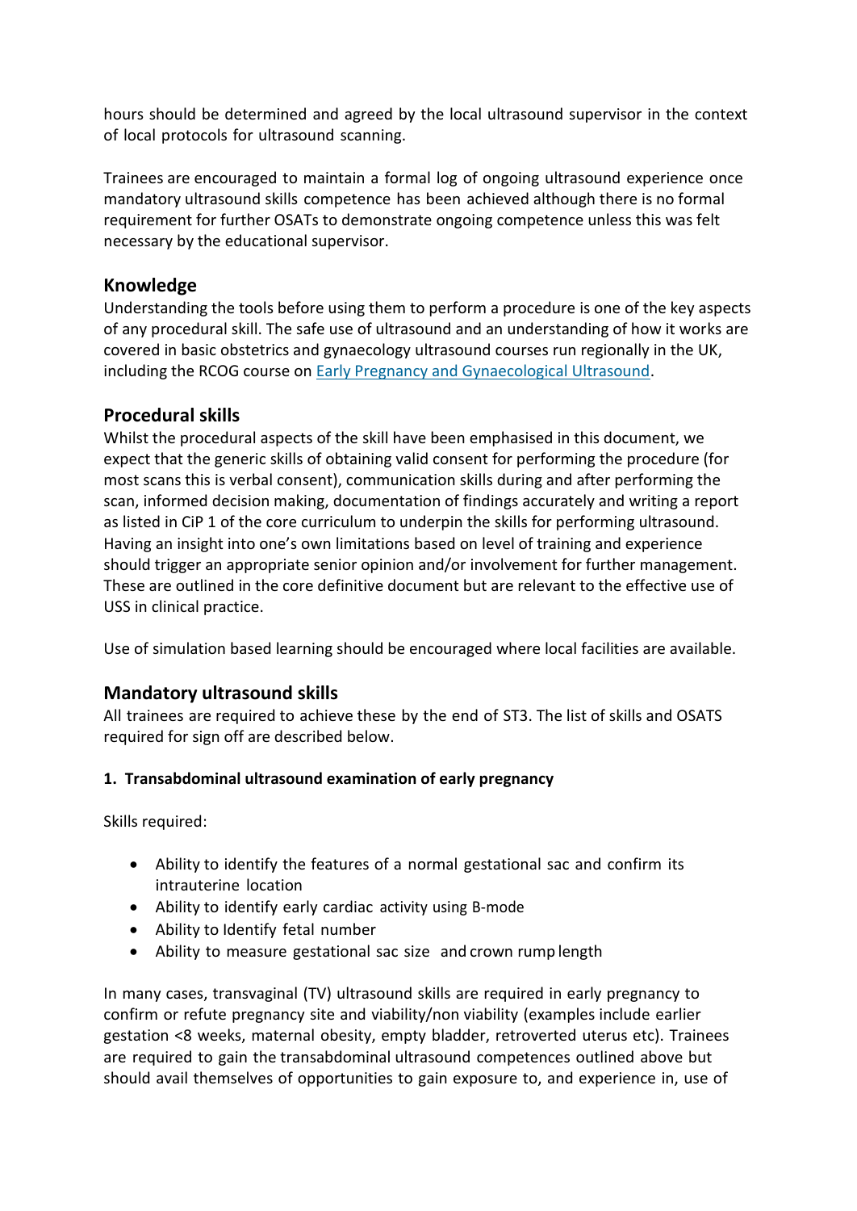hours should be determined and agreed by the local ultrasound supervisor in the context of local protocols for ultrasound scanning.

Trainees are encouraged to maintain a formal log of ongoing ultrasound experience once mandatory ultrasound skills competence has been achieved although there is no formal requirement for further OSATs to demonstrate ongoing competence unless this was felt necessary by the educational supervisor.

## Knowledge

Understanding the tools before using them to perform a procedure is one of the key aspects of any procedural skill. The safe use of ultrasound and an understanding of how it works are covered in basic obstetrics and gynaecology ultrasound courses run regionally in the UK, including the RCOG course on Early Pregnancy and Gynaecological Ultrasound.

## Procedural skills

Whilst the procedural aspects of the skill have been emphasised in this document, we expect that the generic skills of obtaining valid consent for performing the procedure (for most scans this is verbal consent), communication skills during and after performing the scan, informed decision making, documentation of findings accurately and writing a report as listed in CiP 1 of the core curriculum to underpin the skills for performing ultrasound. Having an insight into one's own limitations based on level of training and experience should trigger an appropriate senior opinion and/or involvement for further management. These are outlined in the core definitive document but are relevant to the effective use of USS in clinical practice.

Use of simulation based learning should be encouraged where local facilities are available.

## Mandatory ultrasound skills

All trainees are required to achieve these by the end of ST3. The list of skills and OSATS required for sign off are described below.

**1. Transabdominal ultrasound examination of early pregnancy**

Skills required:

- Ability to identify the features of a normal gestational sac and confirm its intrauterine location
- Ability to identify early cardiac activity using B-mode
- Ability to Identify fetal number
- Ability to measure gestational sac size and crown rump length

In many cases, transvaginal (TV) ultrasound skills are required in early pregnancy to confirm or refute pregnancy site and viability/non viability (examples include earlier gestation <8 weeks, maternal obesity, empty bladder, retroverted uterus etc). Trainees are required to gain the transabdominal ultrasound competences outlined above but should avail themselves of opportunities to gain exposure to, and experience in, use of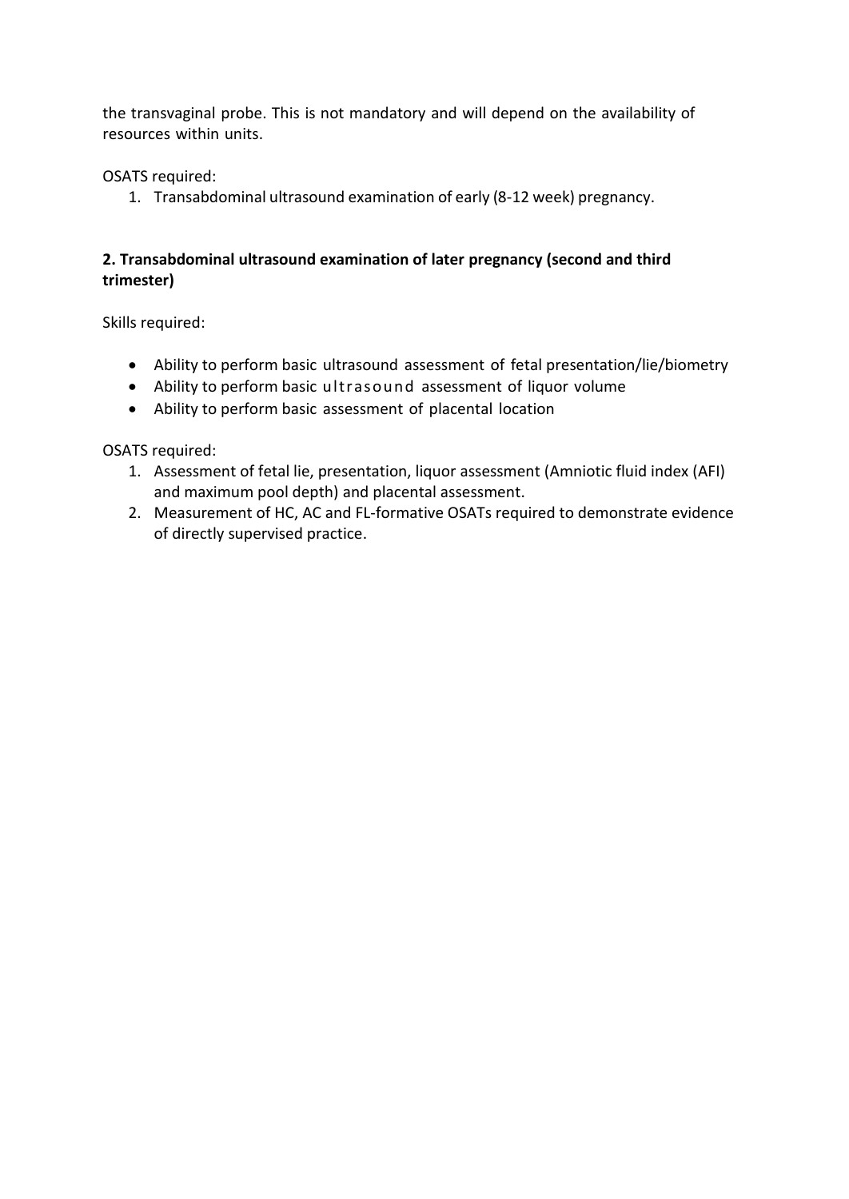the transvaginal probe. This is not mandatory and will depend on the availability of resources within units.

OSATS required:

1. Transabdominal ultrasound examination of early (8-12 week) pregnancy.

**2. Transabdominal ultrasound examination of later pregnancy (second and third trimester)**

Skills required:

- Ability to perform basic ultrasound assessment of fetal presentation/lie/biometry
- Ability to perform basic ultrasound assessment of liquor volume
- Ability to perform basic assessment of placental location

OSATS required:

1. Assessment of fetal lie, presentation, liquor assessment (Amniotic fluid index (AFI) and maximum pool depth) and placental assessment.
2. Measurement of HC, AC and FL-formative OSATs required to demonstrate evidence of directly supervised practice.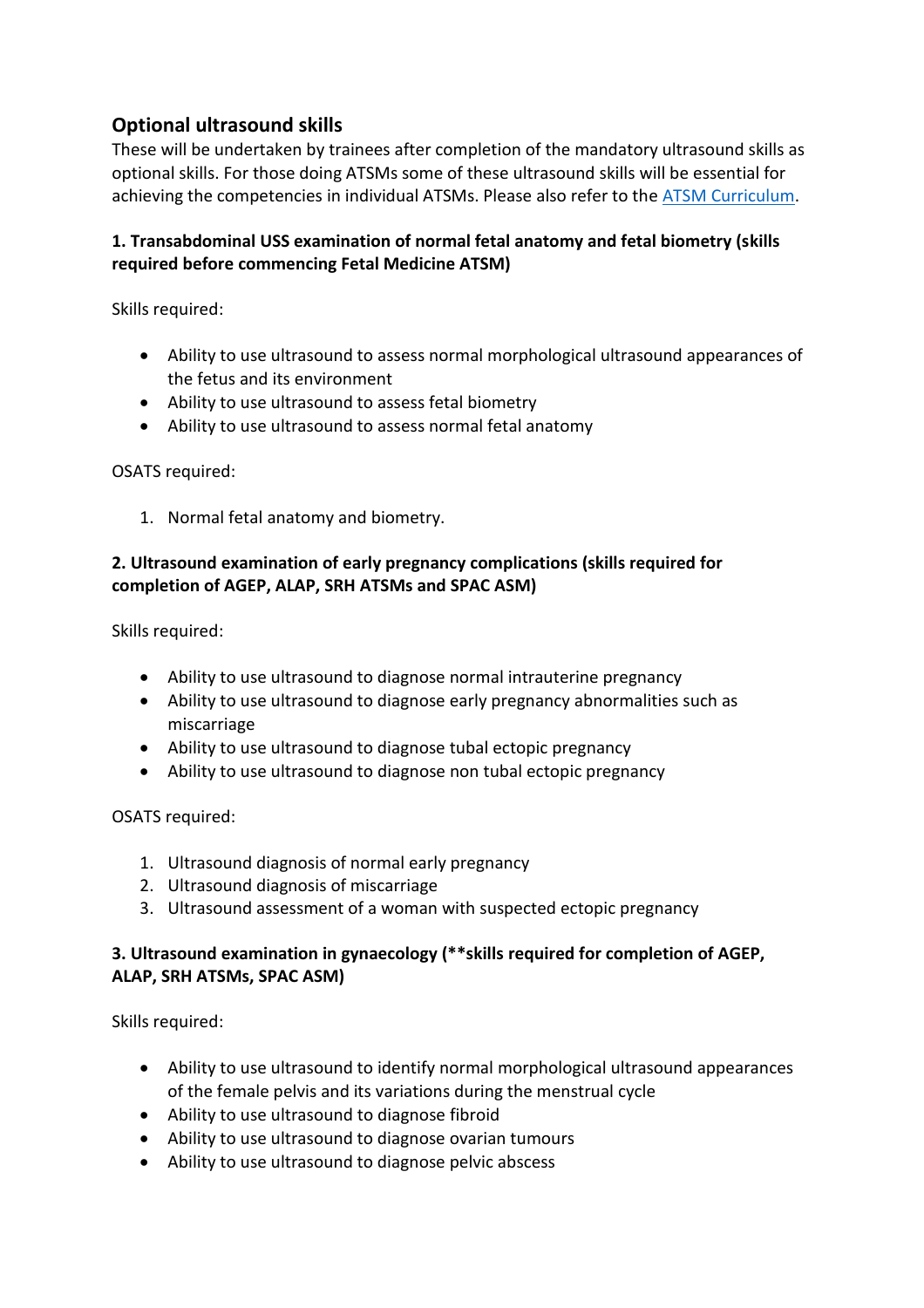## Optional ultrasound skills

These will be undertaken by trainees after completion of the mandatory ultrasound skills as optional skills. For those doing ATSMs some of these ultrasound skills will be essential for achieving the competencies in individual ATSMs. Please also refer to the [ATSM Curriculum](ATSM Curriculum).

**1. Transabdominal USS examination of normal fetal anatomy and fetal biometry (skills required before commencing Fetal Medicine ATSM)**

Skills required:

- Ability to use ultrasound to assess normal morphological ultrasound appearances of the fetus and its environment
- Ability to use ultrasound to assess fetal biometry
- Ability to use ultrasound to assess normal fetal anatomy

OSATS required:

1. Normal fetal anatomy and biometry.

**2. Ultrasound examination of early pregnancy complications (skills required for completion of AGEP, ALAP, SRH ATSMs and SPAC ASM)**

Skills required:

- Ability to use ultrasound to diagnose normal intrauterine pregnancy
- Ability to use ultrasound to diagnose early pregnancy abnormalities such as miscarriage
- Ability to use ultrasound to diagnose tubal ectopic pregnancy
- Ability to use ultrasound to diagnose non tubal ectopic pregnancy

OSATS required:

1. Ultrasound diagnosis of normal early pregnancy
2. Ultrasound diagnosis of miscarriage
3. Ultrasound assessment of a woman with suspected ectopic pregnancy

**3. Ultrasound examination in gynaecology (**skills required for completion of AGEP, ALAP, SRH ATSMs, SPAC ASM)**

Skills required:

- Ability to use ultrasound to identify normal morphological ultrasound appearances of the female pelvis and its variations during the menstrual cycle
- Ability to use ultrasound to diagnose fibroid
- Ability to use ultrasound to diagnose ovarian tumours
- Ability to use ultrasound to diagnose pelvic abscess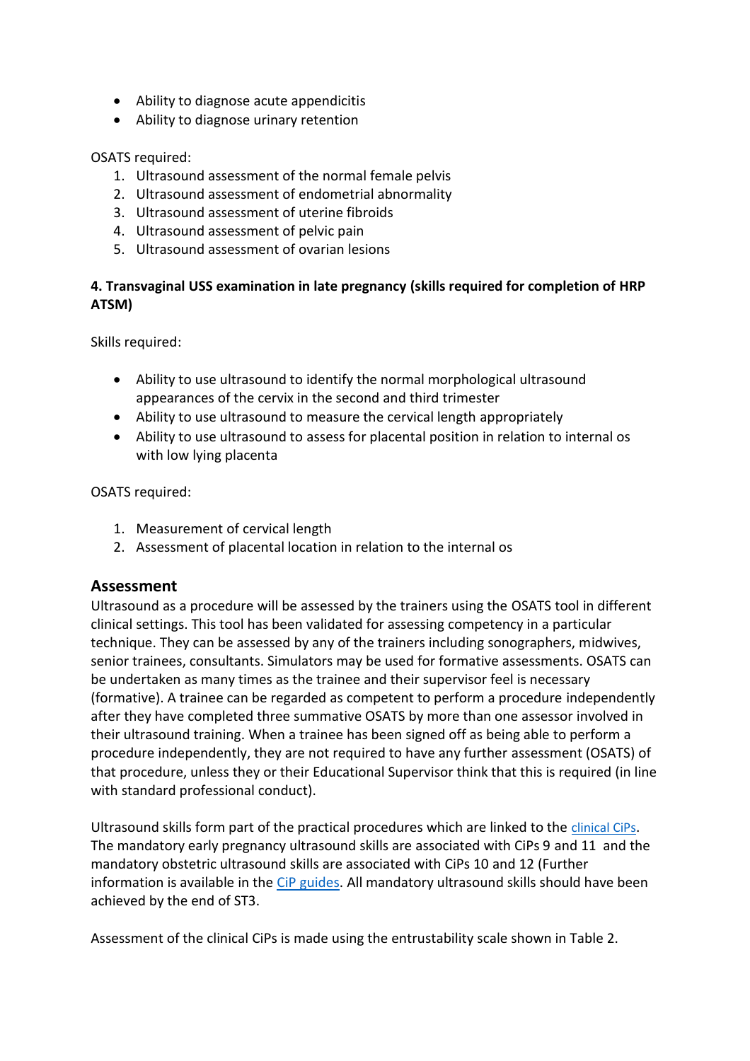- Ability to diagnose acute appendicitis
- Ability to diagnose urinary retention

OSATS required:

1. Ultrasound assessment of the normal female pelvis
2. Ultrasound assessment of endometrial abnormality
3. Ultrasound assessment of uterine fibroids
4. Ultrasound assessment of pelvic pain
5. Ultrasound assessment of ovarian lesions

**4. Transvaginal USS examination in late pregnancy (skills required for completion of HRP ATSM)**

Skills required:

- Ability to use ultrasound to identify the normal morphological ultrasound appearances of the cervix in the second and third trimester
- Ability to use ultrasound to measure the cervical length appropriately
- Ability to use ultrasound to assess for placental position in relation to internal os with low lying placenta

OSATS required:

1. Measurement of cervical length
2. Assessment of placental location in relation to the internal os

## Assessment

Ultrasound as a procedure will be assessed by the trainers using the OSATS tool in different clinical settings. This tool has been validated for assessing competency in a particular technique. They can be assessed by any of the trainers including sonographers, midwives, senior trainees, consultants. Simulators may be used for formative assessments. OSATS can be undertaken as many times as the trainee and their supervisor feel is necessary (formative). A trainee can be regarded as competent to perform a procedure independently after they have completed three summative OSATS by more than one assessor involved in their ultrasound training. When a trainee has been signed off as being able to perform a procedure independently, they are not required to have any further assessment (OSATS) of that procedure, unless they or their Educational Supervisor think that this is required (in line with standard professional conduct).

Ultrasound skills form part of the practical procedures which are linked to the clinical CiPs. The mandatory early pregnancy ultrasound skills are associated with CiPs 9 and 11 and the mandatory obstetric ultrasound skills are associated with CiPs 10 and 12 (Further information is available in the CiP guides. All mandatory ultrasound skills should have been achieved by the end of ST3.

Assessment of the clinical CiPs is made using the entrustability scale shown in Table 2.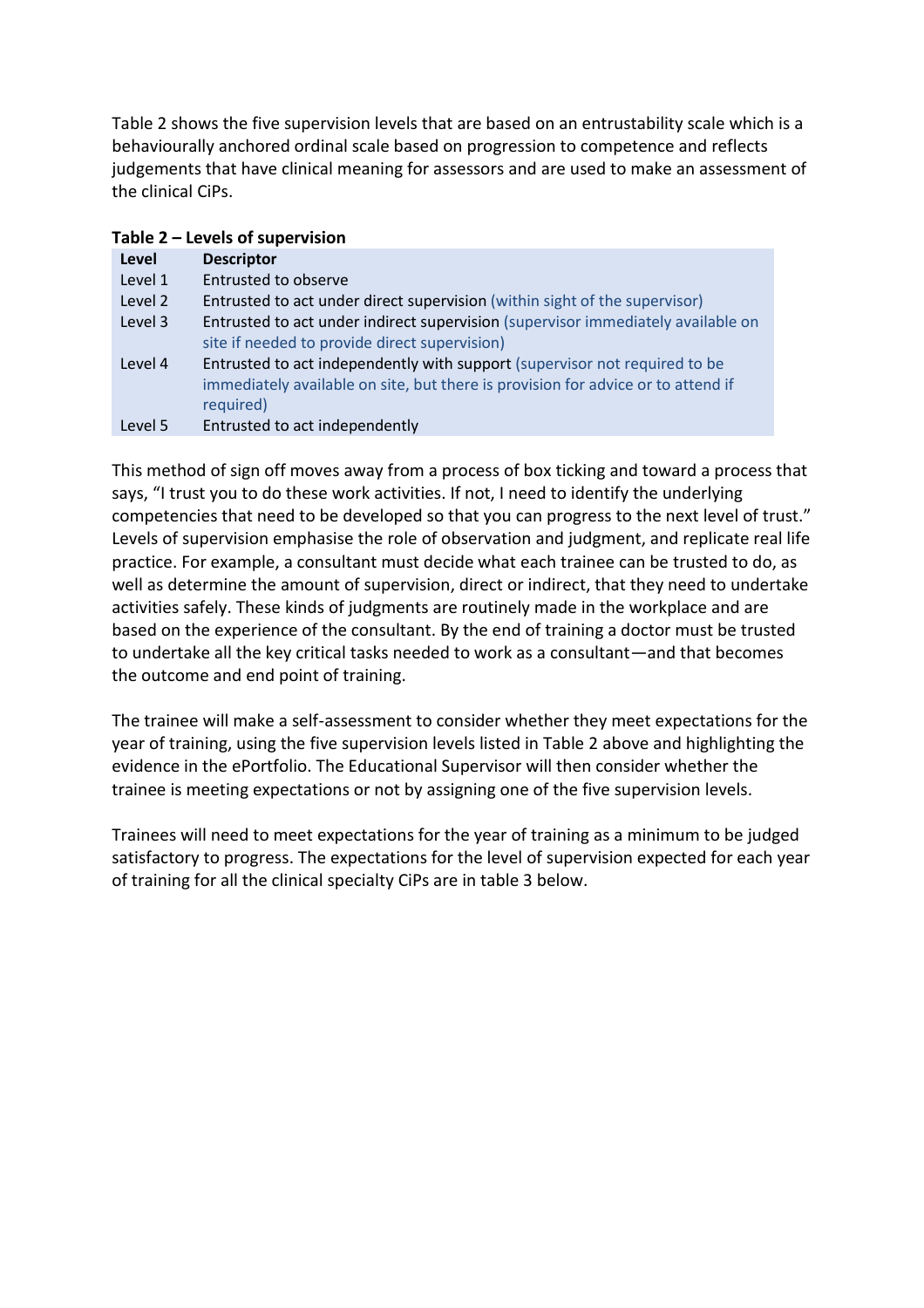Table 2 shows the five supervision levels that are based on an entrustability scale which is a behaviourally anchored ordinal scale based on progression to competence and reflects judgements that have clinical meaning for assessors and are used to make an assessment of the clinical CiPs.

**Table 2 – Levels of supervision**

| Level | Descriptor |
|---|---|
| Level 1 | Entrusted to observe |
| Level 2 | Entrusted to act under direct supervision (within sight of the supervisor) |
| Level 3 | Entrusted to act under indirect supervision (supervisor immediately available on site if needed to provide direct supervision) |
| Level 4 | Entrusted to act independently with support (supervisor not required to be immediately available on site, but there is provision for advice or to attend if required) |
| Level 5 | Entrusted to act independently |

This method of sign off moves away from a process of box ticking and toward a process that says, "I trust you to do these work activities. If not, I need to identify the underlying competencies that need to be developed so that you can progress to the next level of trust." Levels of supervision emphasise the role of observation and judgment, and replicate real life practice. For example, a consultant must decide what each trainee can be trusted to do, as well as determine the amount of supervision, direct or indirect, that they need to undertake activities safely. These kinds of judgments are routinely made in the workplace and are based on the experience of the consultant. By the end of training a doctor must be trusted to undertake all the key critical tasks needed to work as a consultant—and that becomes the outcome and end point of training.

The trainee will make a self-assessment to consider whether they meet expectations for the year of training, using the five supervision levels listed in Table 2 above and highlighting the evidence in the ePortfolio. The Educational Supervisor will then consider whether the trainee is meeting expectations or not by assigning one of the five supervision levels.

Trainees will need to meet expectations for the year of training as a minimum to be judged satisfactory to progress. The expectations for the level of supervision expected for each year of training for all the clinical specialty CiPs are in table 3 below.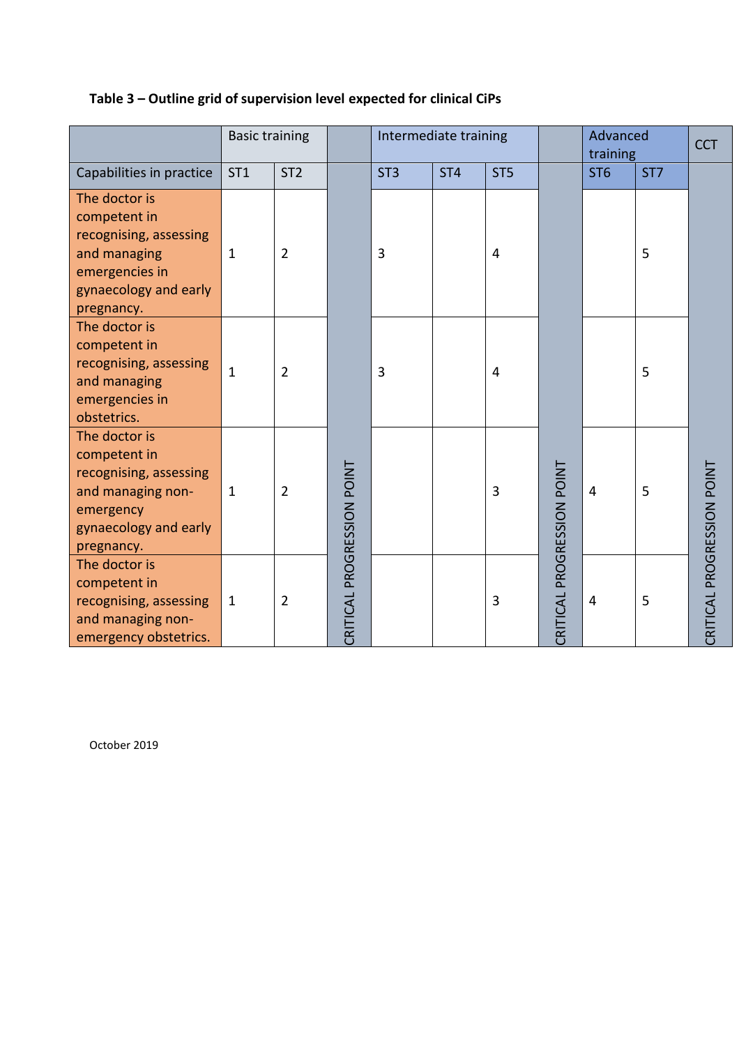**Table 3 – Outline grid of supervision level expected for clinical CiPs**

| | Basic training | | | Intermediate training | | | | Advanced training | | CCT |
|---|---|---|---|---|---|---|---|---|---|---|
| Capabilities in practice | ST1 | ST2 | CRITICAL PROGRESSION POINT | ST3 | ST4 | ST5 | CRITICAL PROGRESSION POINT | ST6 | ST7 | CRITICAL PROGRESSION POINT |
| The doctor is competent in recognising, assessing and managing emergencies in gynaecology and early pregnancy. | 1 | 2 | | 3 | | 4 | | | 5 | |
| The doctor is competent in recognising, assessing and managing emergencies in obstetrics. | 1 | 2 | | 3 | | 4 | | | 5 | |
| The doctor is competent in recognising, assessing and managing non-emergency gynaecology and early pregnancy. | 1 | 2 | | | | 3 | | 4 | 5 | |
| The doctor is competent in recognising, assessing and managing non-emergency obstetrics. | 1 | 2 | | | | 3 | | 4 | 5 | |

October 2019